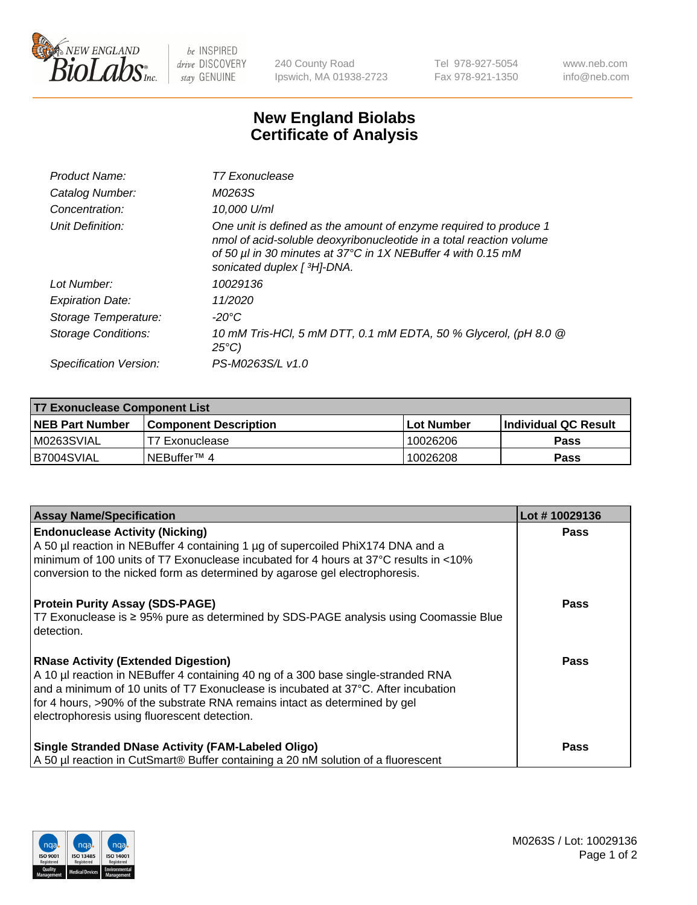# New England Biolabs
# Certificate of Analysis

| | |
|---|---|
| *Product Name:* | *T7 Exonuclease* |
| *Catalog Number:* | *M0263S* |
| *Concentration:* | *10,000 U/ml* |
| *Unit Definition:* | *One unit is defined as the amount of enzyme required to produce 1 nmol of acid-soluble deoxyribonucleotide in a total reaction volume of 50 µl in 30 minutes at 37°C in 1X NEBuffer 4 with 0.15 mM sonicated duplex [ ³H]-DNA.* |
| *Lot Number:* | *10029136* |
| *Expiration Date:* | *11/2020* |
| *Storage Temperature:* | *-20°C* |
| *Storage Conditions:* | *10 mM Tris-HCl, 5 mM DTT, 0.1 mM EDTA, 50 % Glycerol, (pH 8.0 @ 25°C)* |
| *Specification Version:* | *PS-M0263S/L v1.0* |

| T7 Exonuclease Component List | | | |
|---|---|---|---|
| **NEB Part Number** | **Component Description** | **Lot Number** | **Individual QC Result** |
| M0263SVIAL | T7 Exonuclease | 10026206 | **Pass** |
| B7004SVIAL | NEBuffer™ 4 | 10026208 | **Pass** |

| Assay Name/Specification | Lot # 10029136 |
|---|---|
| **Endonuclease Activity (Nicking)**<br>A 50 µl reaction in NEBuffer 4 containing 1 µg of supercoiled PhiX174 DNA and a minimum of 100 units of T7 Exonuclease incubated for 4 hours at 37°C results in <10% conversion to the nicked form as determined by agarose gel electrophoresis. | **Pass** |
| **Protein Purity Assay (SDS-PAGE)**<br>T7 Exonuclease is ≥ 95% pure as determined by SDS-PAGE analysis using Coomassie Blue detection. | **Pass** |
| **RNase Activity (Extended Digestion)**<br>A 10 µl reaction in NEBuffer 4 containing 40 ng of a 300 base single-stranded RNA and a minimum of 10 units of T7 Exonuclease is incubated at 37°C. After incubation for 4 hours, >90% of the substrate RNA remains intact as determined by gel electrophoresis using fluorescent detection. | **Pass** |
| **Single Stranded DNase Activity (FAM-Labeled Oligo)**<br>A 50 µl reaction in CutSmart® Buffer containing a 20 nM solution of a fluorescent | **Pass** |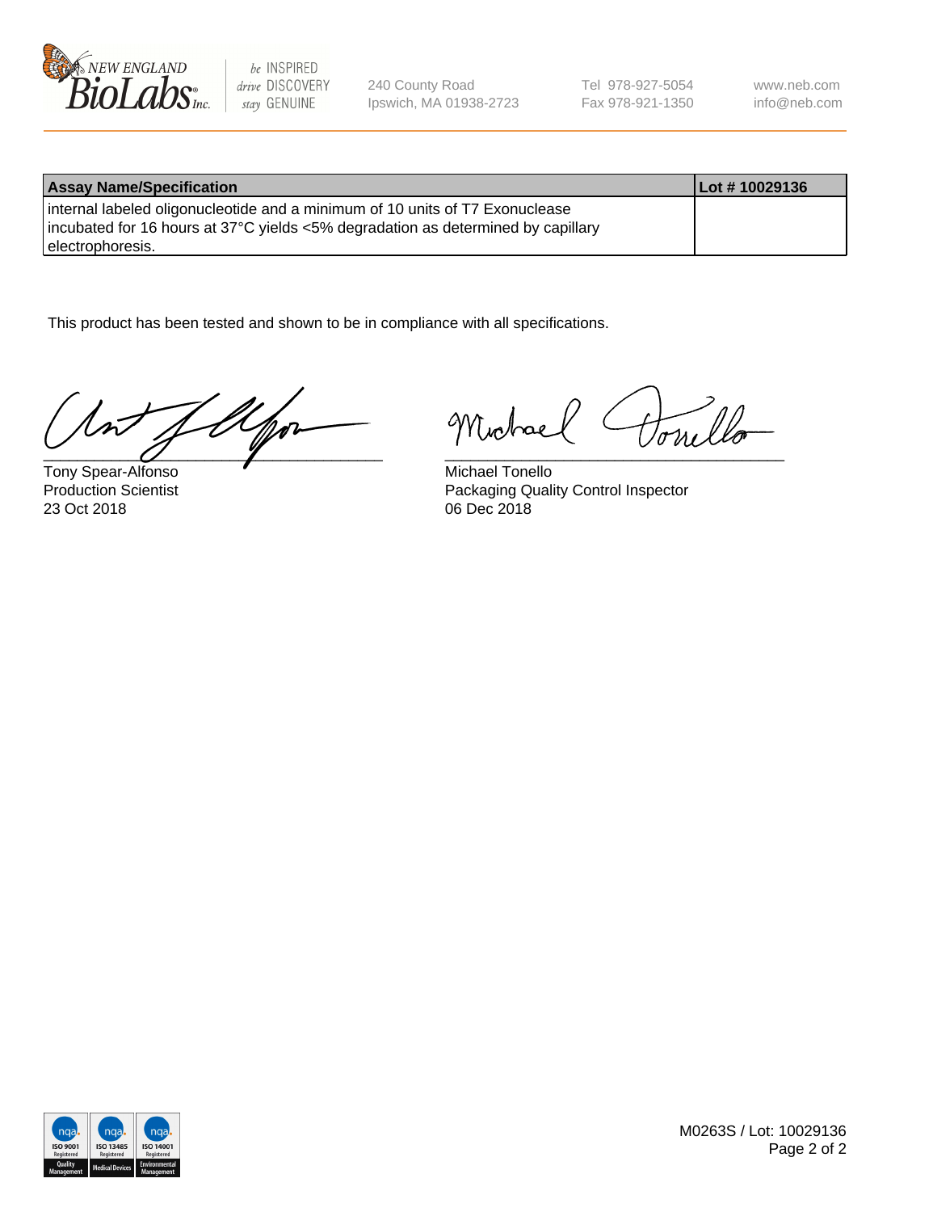| Assay Name/Specification | Lot # 10029136 |
| --- | --- |
| internal labeled oligonucleotide and a minimum of 10 units of T7 Exonuclease incubated for 16 hours at 37°C yields <5% degradation as determined by capillary electrophoresis. | |

This product has been tested and shown to be in compliance with all specifications.

Tony Spear-Alfonso
Production Scientist
23 Oct 2018

Michael Tonello
Packaging Quality Control Inspector
06 Dec 2018

M0263S / Lot: 10029136